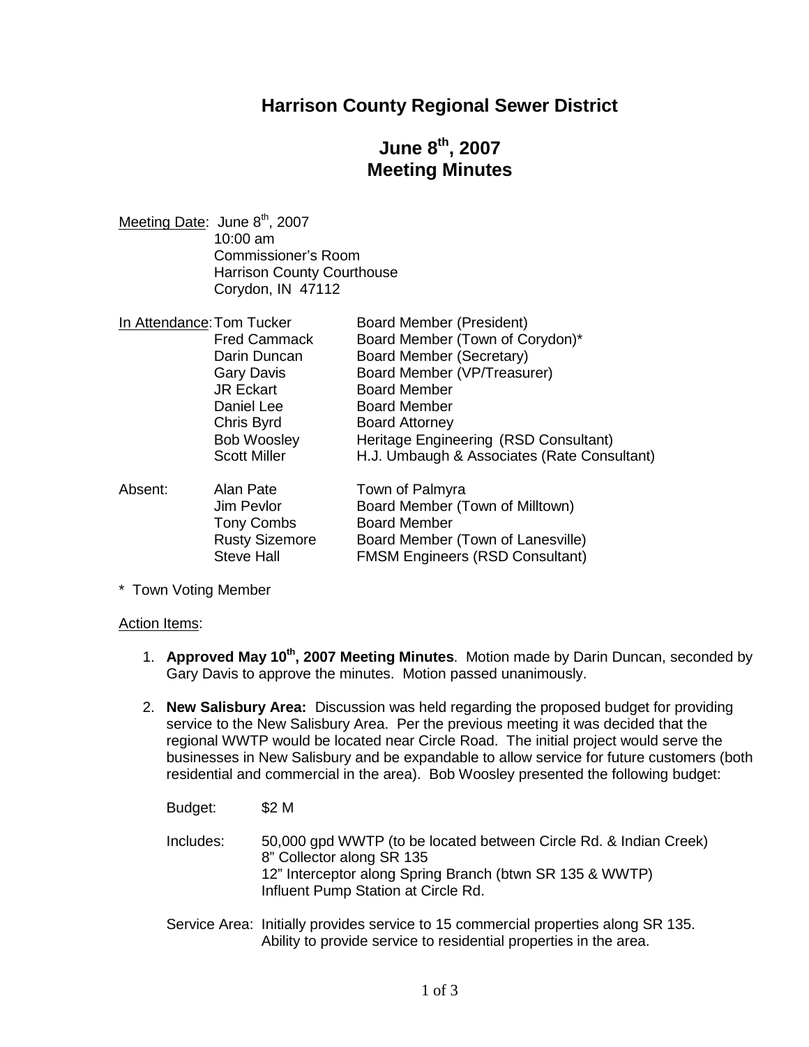# Harrison County Regional Sewer District

## June 8th, 2007
## Meeting Minutes

Meeting Date: June 8th, 2007
10:00 am
Commissioner's Room
Harrison County Courthouse
Corydon, IN 47112

| In Attendance: | | |
|---|---|---|
| | Tom Tucker | Board Member (President) |
| | Fred Cammack | Board Member (Town of Corydon)* |
| | Darin Duncan | Board Member (Secretary) |
| | Gary Davis | Board Member (VP/Treasurer) |
| | JR Eckart | Board Member |
| | Daniel Lee | Board Member |
| | Chris Byrd | Board Attorney |
| | Bob Woosley | Heritage Engineering (RSD Consultant) |
| | Scott Miller | H.J. Umbaugh & Associates (Rate Consultant) |

| Absent: | | |
|---|---|---|
| | Alan Pate | Town of Palmyra |
| | Jim Pevlor | Board Member (Town of Milltown) |
| | Tony Combs | Board Member |
| | Rusty Sizemore | Board Member (Town of Lanesville) |
| | Steve Hall | FMSM Engineers (RSD Consultant) |

\* Town Voting Member

Action Items:

1. **Approved May 10th, 2007 Meeting Minutes**. Motion made by Darin Duncan, seconded by Gary Davis to approve the minutes. Motion passed unanimously.

2. **New Salisbury Area:** Discussion was held regarding the proposed budget for providing service to the New Salisbury Area. Per the previous meeting it was decided that the regional WWTP would be located near Circle Road. The initial project would serve the businesses in New Salisbury and be expandable to allow service for future customers (both residential and commercial in the area). Bob Woosley presented the following budget:

   Budget: $2 M

   Includes: 50,000 gpd WWTP (to be located between Circle Rd. & Indian Creek)
   8" Collector along SR 135
   12" Interceptor along Spring Branch (btwn SR 135 & WWTP)
   Influent Pump Station at Circle Rd.

   Service Area: Initially provides service to 15 commercial properties along SR 135.
   Ability to provide service to residential properties in the area.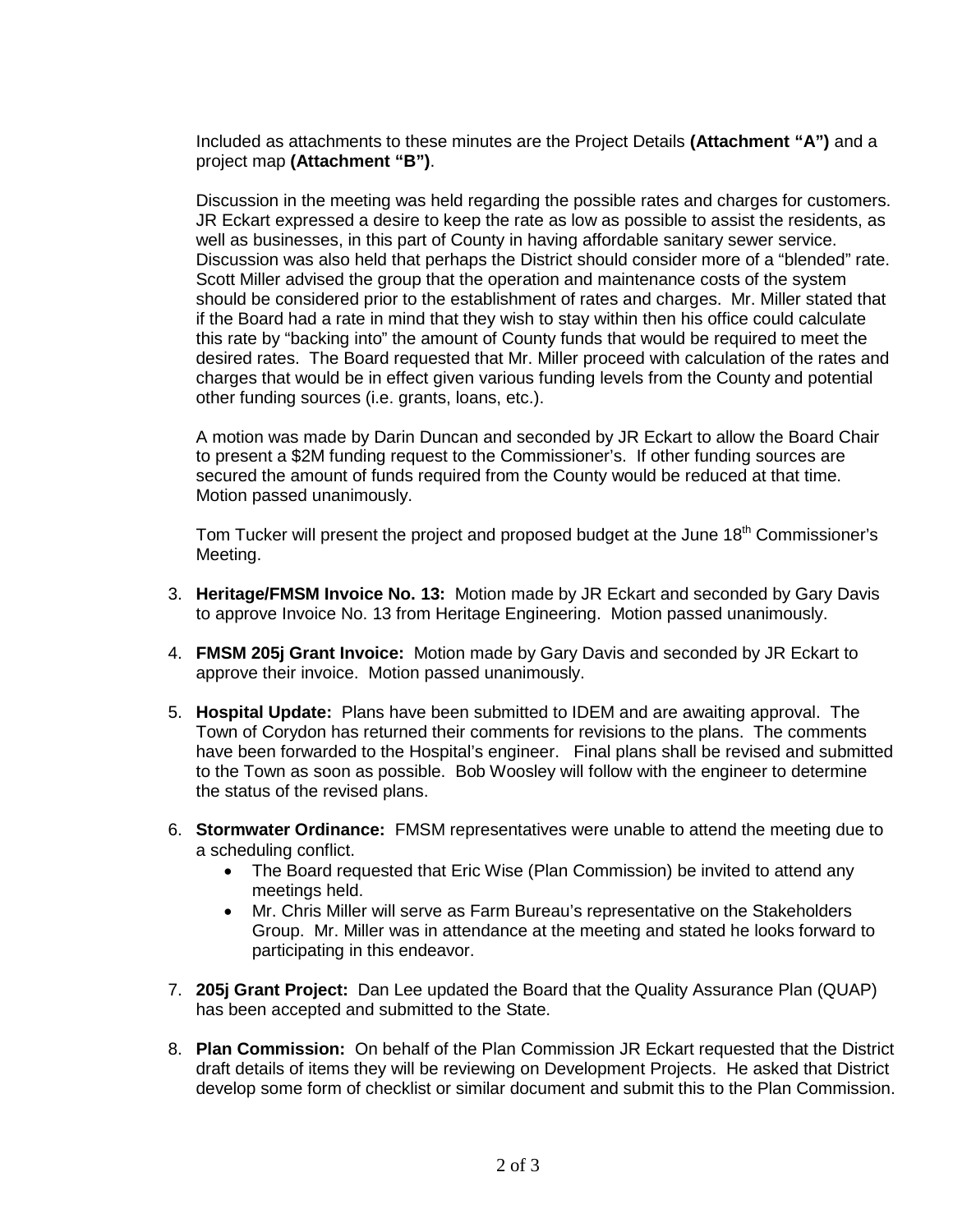Included as attachments to these minutes are the Project Details **(Attachment "A")** and a project map **(Attachment "B")**.

Discussion in the meeting was held regarding the possible rates and charges for customers. JR Eckart expressed a desire to keep the rate as low as possible to assist the residents, as well as businesses, in this part of County in having affordable sanitary sewer service. Discussion was also held that perhaps the District should consider more of a "blended" rate. Scott Miller advised the group that the operation and maintenance costs of the system should be considered prior to the establishment of rates and charges. Mr. Miller stated that if the Board had a rate in mind that they wish to stay within then his office could calculate this rate by "backing into" the amount of County funds that would be required to meet the desired rates. The Board requested that Mr. Miller proceed with calculation of the rates and charges that would be in effect given various funding levels from the County and potential other funding sources (i.e. grants, loans, etc.).

A motion was made by Darin Duncan and seconded by JR Eckart to allow the Board Chair to present a $2M funding request to the Commissioner's. If other funding sources are secured the amount of funds required from the County would be reduced at that time. Motion passed unanimously.

Tom Tucker will present the project and proposed budget at the June 18th Commissioner's Meeting.

3. **Heritage/FMSM Invoice No. 13:** Motion made by JR Eckart and seconded by Gary Davis to approve Invoice No. 13 from Heritage Engineering. Motion passed unanimously.

4. **FMSM 205j Grant Invoice:** Motion made by Gary Davis and seconded by JR Eckart to approve their invoice. Motion passed unanimously.

5. **Hospital Update:** Plans have been submitted to IDEM and are awaiting approval. The Town of Corydon has returned their comments for revisions to the plans. The comments have been forwarded to the Hospital's engineer. Final plans shall be revised and submitted to the Town as soon as possible. Bob Woosley will follow with the engineer to determine the status of the revised plans.

6. **Stormwater Ordinance:** FMSM representatives were unable to attend the meeting due to a scheduling conflict.
   - The Board requested that Eric Wise (Plan Commission) be invited to attend any meetings held.
   - Mr. Chris Miller will serve as Farm Bureau's representative on the Stakeholders Group. Mr. Miller was in attendance at the meeting and stated he looks forward to participating in this endeavor.

7. **205j Grant Project:** Dan Lee updated the Board that the Quality Assurance Plan (QUAP) has been accepted and submitted to the State.

8. **Plan Commission:** On behalf of the Plan Commission JR Eckart requested that the District draft details of items they will be reviewing on Development Projects. He asked that District develop some form of checklist or similar document and submit this to the Plan Commission.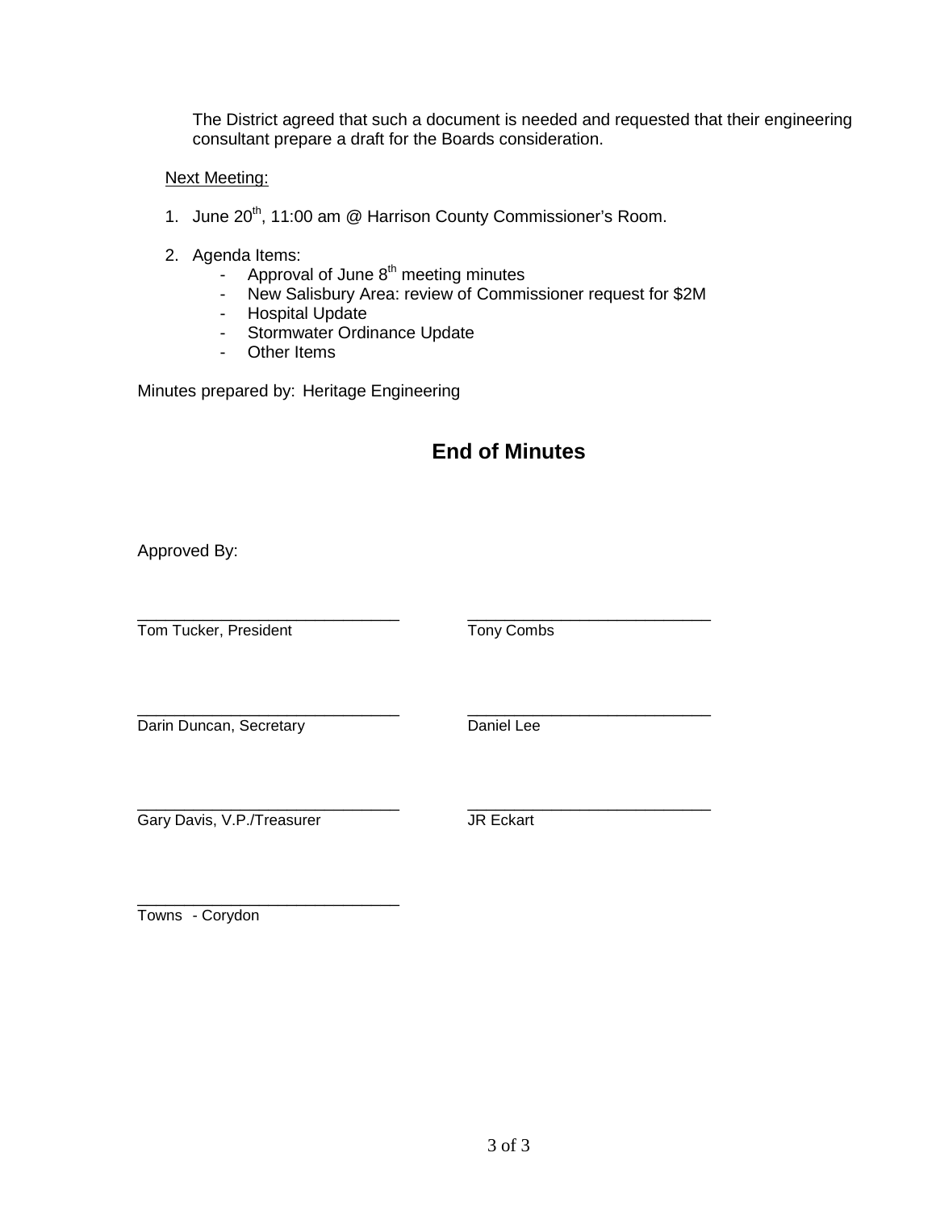The District agreed that such a document is needed and requested that their engineering consultant prepare a draft for the Boards consideration.

Next Meeting:

1. June 20th, 11:00 am @ Harrison County Commissioner's Room.

2. Agenda Items:
   - Approval of June 8th meeting minutes
   - New Salisbury Area: review of Commissioner request for $2M
   - Hospital Update
   - Stormwater Ordinance Update
   - Other Items

Minutes prepared by: Heritage Engineering

## End of Minutes

Approved By:

| | |
|---|---|
| ____________________________ | ____________________________ |
| Tom Tucker, President | Tony Combs |
| ____________________________ | ____________________________ |
| Darin Duncan, Secretary | Daniel Lee |
| ____________________________ | ____________________________ |
| Gary Davis, V.P./Treasurer | JR Eckart |
| ____________________________ | |
| Towns - Corydon | |